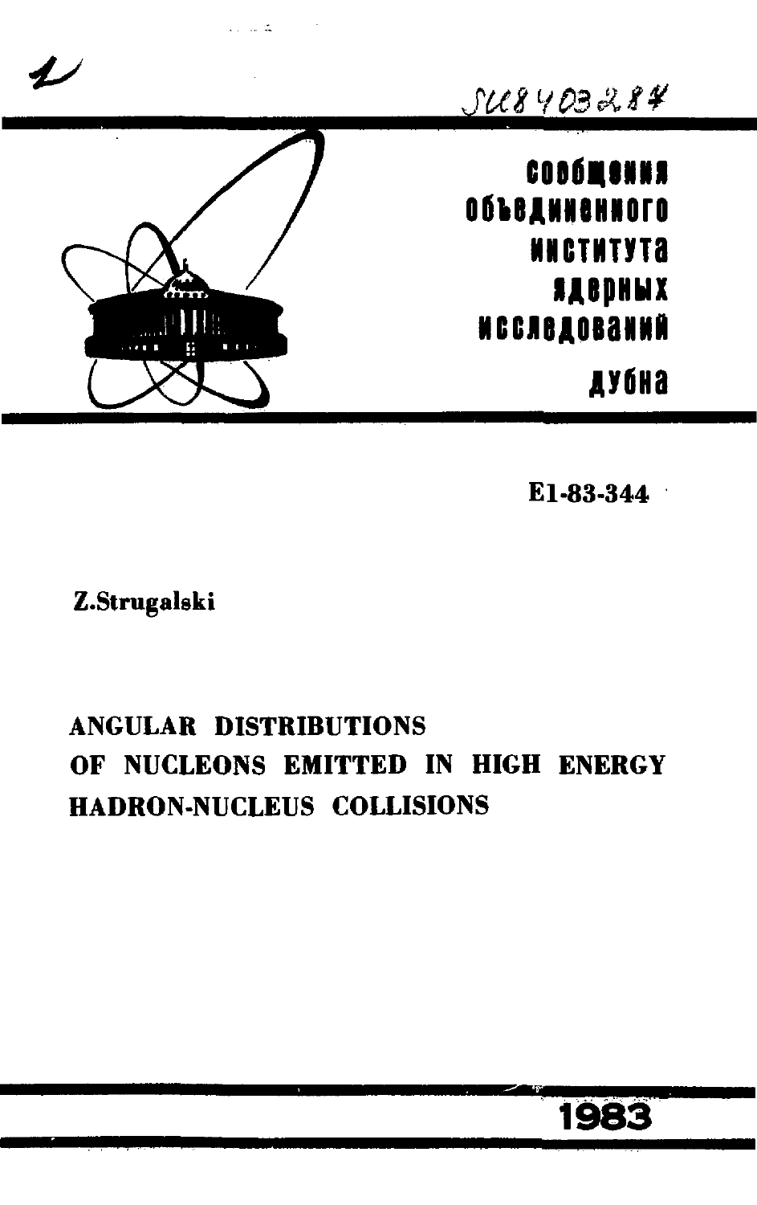SU8403287

сообщения
объединенного
института
ядерных
исследований
дубна

E1-83-344

**Z.Strugalski**

# ANGULAR DISTRIBUTIONS OF NUCLEONS EMITTED IN HIGH ENERGY HADRON-NUCLEUS COLLISIONS

1983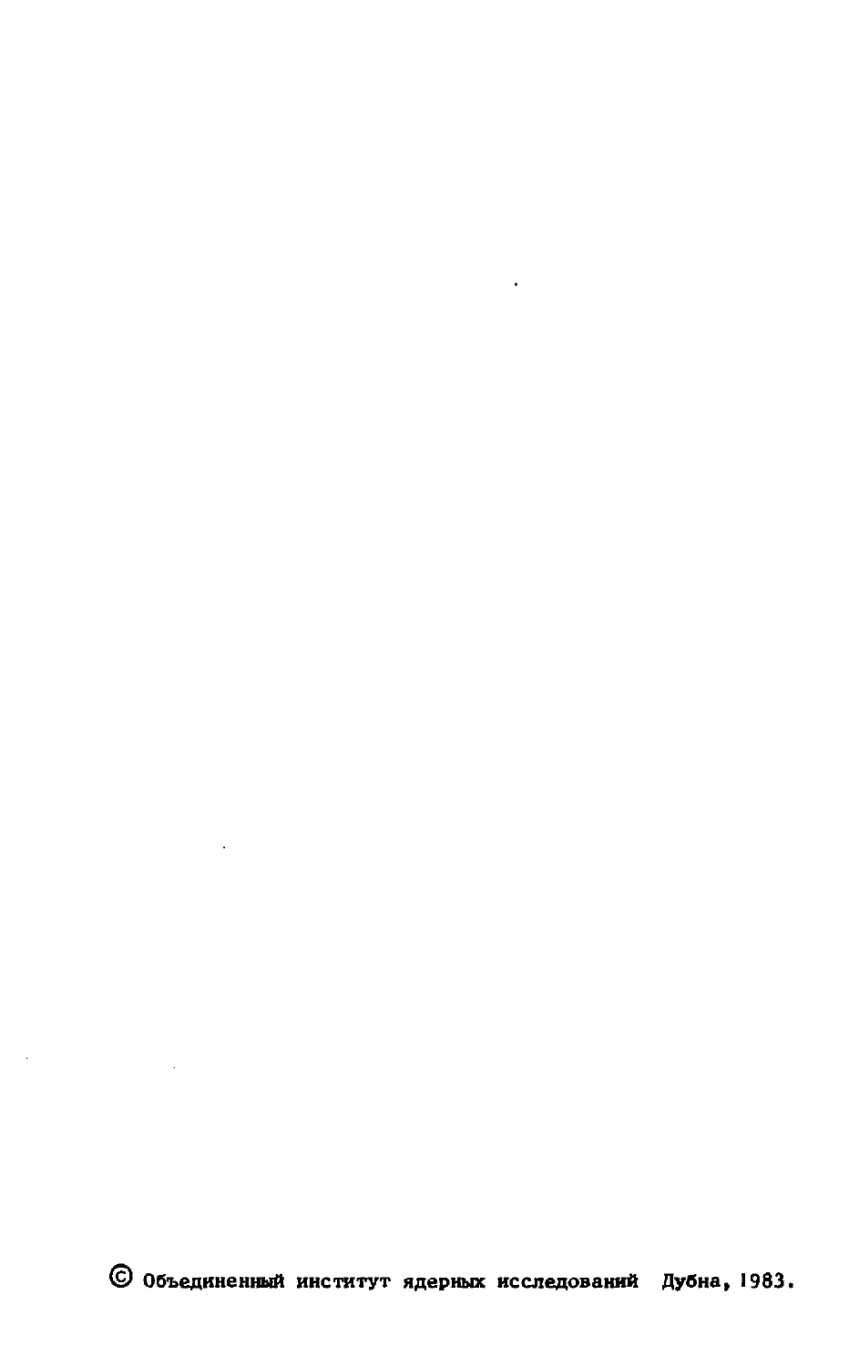© Объединенный институт ядерных исследований Дубна, 1983.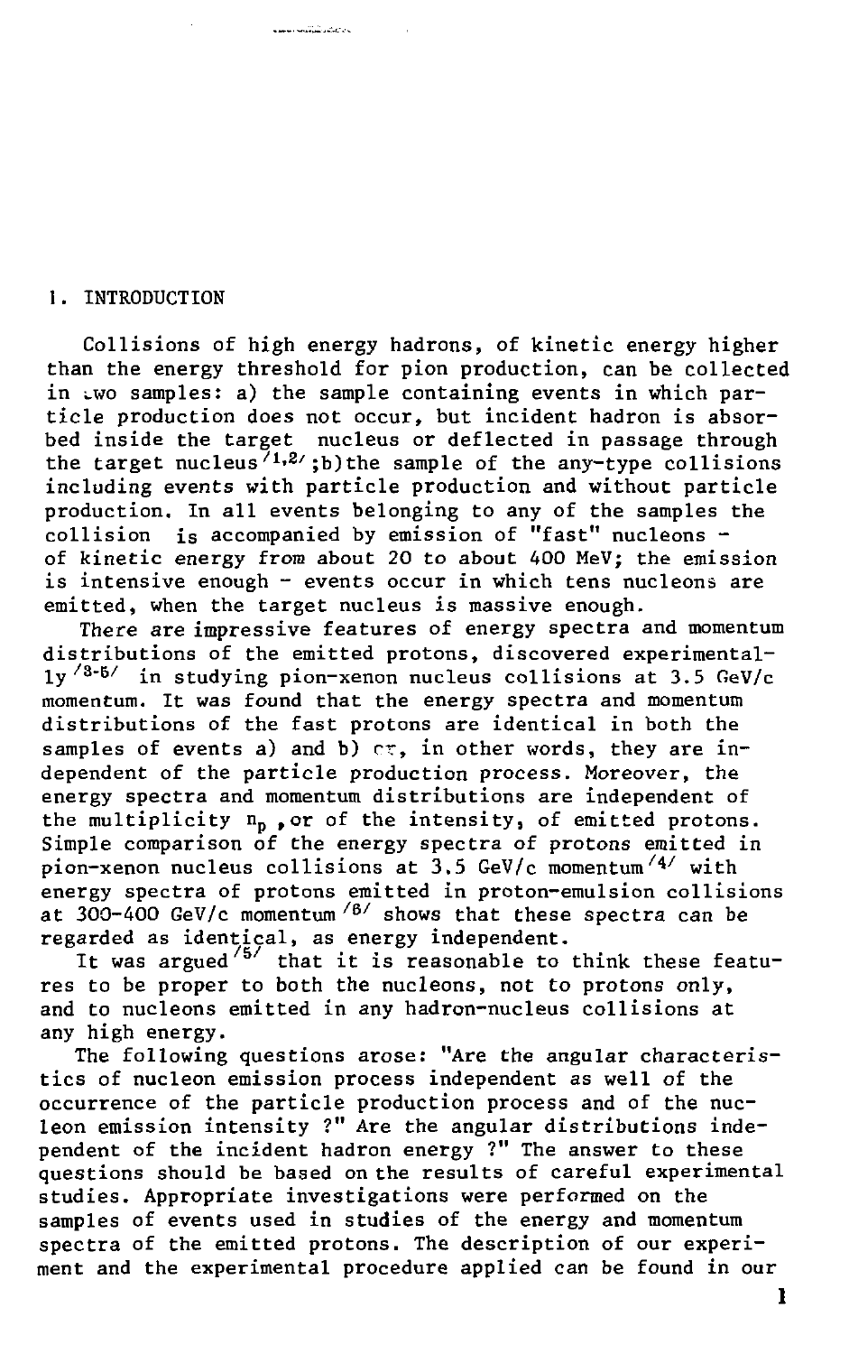## 1. INTRODUCTION

Collisions of high energy hadrons, of kinetic energy higher than the energy threshold for pion production, can be collected in two samples: a) the sample containing events in which particle production does not occur, but incident hadron is absorbed inside the target nucleus or deflected in passage through the target nucleus [1,2]; b) the sample of the any-type collisions including events with particle production and without particle production. In all events belonging to any of the samples the collision is accompanied by emission of "fast" nucleons - of kinetic energy from about 20 to about 400 MeV; the emission is intensive enough - events occur in which tens nucleons are emitted, when the target nucleus is massive enough.

There are impressive features of energy spectra and momentum distributions of the emitted protons, discovered experimentally [3-5] in studying pion-xenon nucleus collisions at 3.5 GeV/c momentum. It was found that the energy spectra and momentum distributions of the fast protons are identical in both the samples of events a) and b) or, in other words, they are independent of the particle production process. Moreover, the energy spectra and momentum distributions are independent of the multiplicity $n_p$, or of the intensity, of emitted protons. Simple comparison of the energy spectra of protons emitted in pion-xenon nucleus collisions at 3.5 GeV/c momentum [4] with energy spectra of protons emitted in proton-emulsion collisions at 300-400 GeV/c momentum [6] shows that these spectra can be regarded as identical, as energy independent.

It was argued [5] that it is reasonable to think these features to be proper to both the nucleons, not to protons only, and to nucleons emitted in any hadron-nucleus collisions at any high energy.

The following questions arose: "Are the angular characteristics of nucleon emission process independent as well of the occurrence of the particle production process and of the nucleon emission intensity ?" Are the angular distributions independent of the incident hadron energy ?" The answer to these questions should be based on the results of careful experimental studies. Appropriate investigations were performed on the samples of events used in studies of the energy and momentum spectra of the emitted protons. The description of our experiment and the experimental procedure applied can be found in our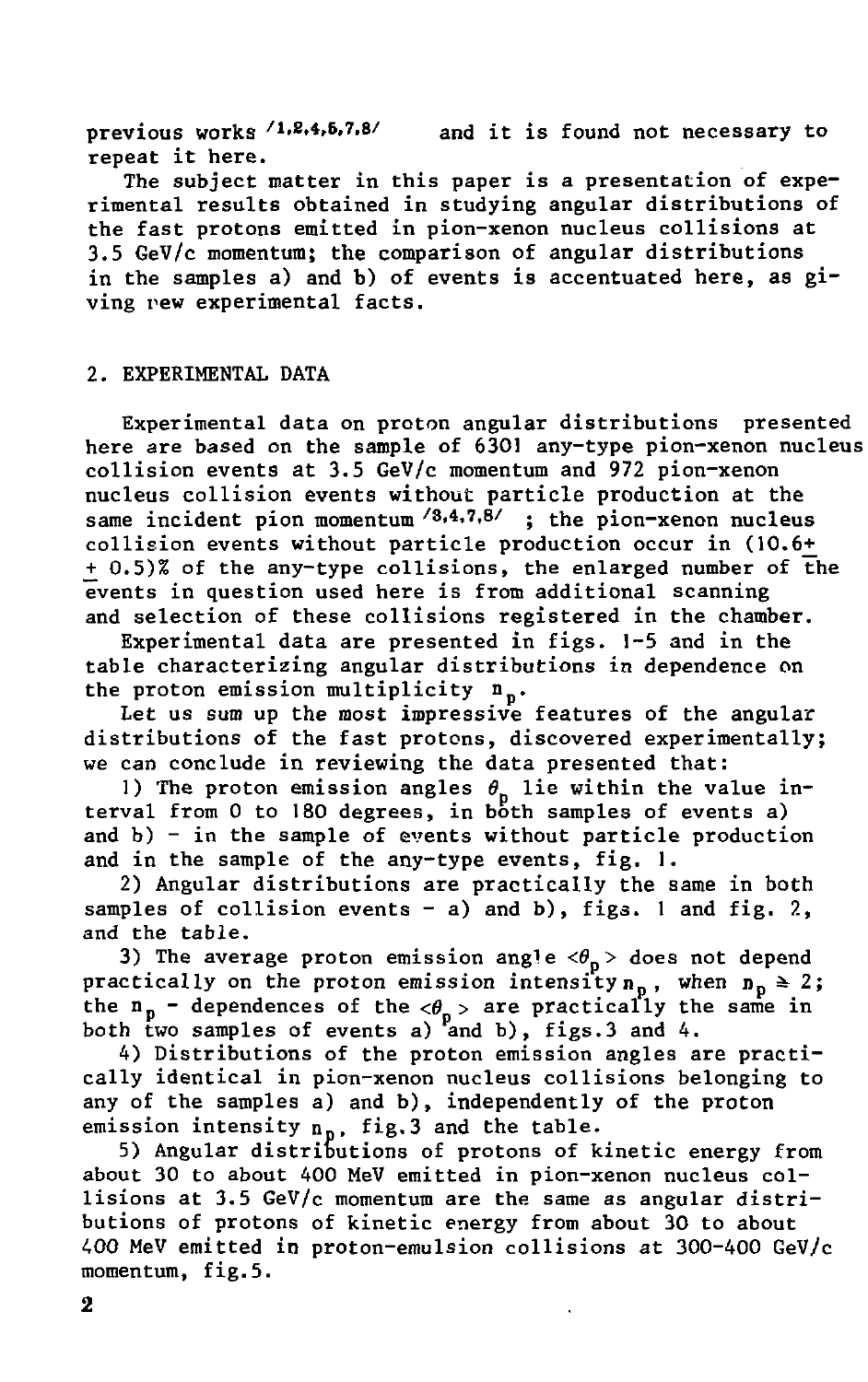previous works [1,2,4,6,7,8] and it is found not necessary to repeat it here.

The subject matter in this paper is a presentation of experimental results obtained in studying angular distributions of the fast protons emitted in pion-xenon nucleus collisions at 3.5 GeV/c momentum; the comparison of angular distributions in the samples a) and b) of events is accentuated here, as giving new experimental facts.

## 2. EXPERIMENTAL DATA

Experimental data on proton angular distributions presented here are based on the sample of 6301 any-type pion-xenon nucleus collision events at 3.5 GeV/c momentum and 972 pion-xenon nucleus collision events without particle production at the same incident pion momentum [3,4,7,8] ; the pion-xenon nucleus collision events without particle production occur in $(10.6 \pm 0.5)$% of the any-type collisions, the enlarged number of the events in question used here is from additional scanning and selection of these collisions registered in the chamber.

Experimental data are presented in figs. 1-5 and in the table characterizing angular distributions in dependence on the proton emission multiplicity $n_p$.

Let us sum up the most impressive features of the angular distributions of the fast protons, discovered experimentally; we can conclude in reviewing the data presented that:

1) The proton emission angles $\theta_p$ lie within the value interval from 0 to 180 degrees, in both samples of events a) and b) - in the sample of events without particle production and in the sample of the any-type events, fig. 1.

2) Angular distributions are practically the same in both samples of collision events - a) and b), figs. 1 and fig. 2, and the table.

3) The average proton emission angle $<\theta_p>$ does not depend practically on the proton emission intensity $n_p$, when $n_p \geq 2$; the $n_p$ - dependences of the $<\theta_p>$ are practically the same in both two samples of events a) and b), figs.3 and 4.

4) Distributions of the proton emission angles are practically identical in pion-xenon nucleus collisions belonging to any of the samples a) and b), independently of the proton emission intensity $n_p$, fig.3 and the table.

5) Angular distributions of protons of kinetic energy from about 30 to about 400 MeV emitted in pion-xenon nucleus collisions at 3.5 GeV/c momentum are the same as angular distributions of protons of kinetic energy from about 30 to about 400 MeV emitted in proton-emulsion collisions at 300-400 GeV/c momentum, fig.5.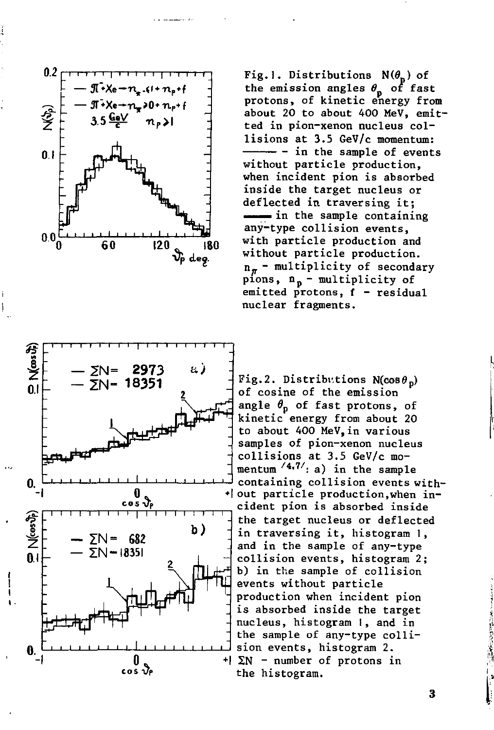Fig.1. Distributions $N(\theta_p)$ of the emission angles $\theta_p$ of fast protons, of kinetic energy from about 20 to about 400 MeV, emitted in pion-xenon nucleus collisions at 3.5 GeV/c momentum: ——— - in the sample of events without particle production, when incident pion is absorbed inside the target nucleus or deflected in traversing it; ▬▬ in the sample containing any-type collision events, with particle production and without particle production. $n_\pi$ - multiplicity of secondary pions, $n_p$ - multiplicity of emitted protons, f - residual nuclear fragments.

Fig.2. Distributions $N(\cos\theta_p)$ of cosine of the emission angle $\theta_p$ of fast protons, of kinetic energy from about 20 to about 400 MeV, in various samples of pion-xenon nucleus collisions at 3.5 GeV/c momentum [4,7]: a) in the sample containing collision events without particle production, when incident pion is absorbed inside the target nucleus or deflected in traversing it, histogram 1, and in the sample of any-type collision events, histogram 2; b) in the sample of collision events without particle production when incident pion is absorbed inside the target nucleus, histogram 1, and in the sample of any-type collision events, histogram 2. $\Sigma N$ - number of protons in the histogram.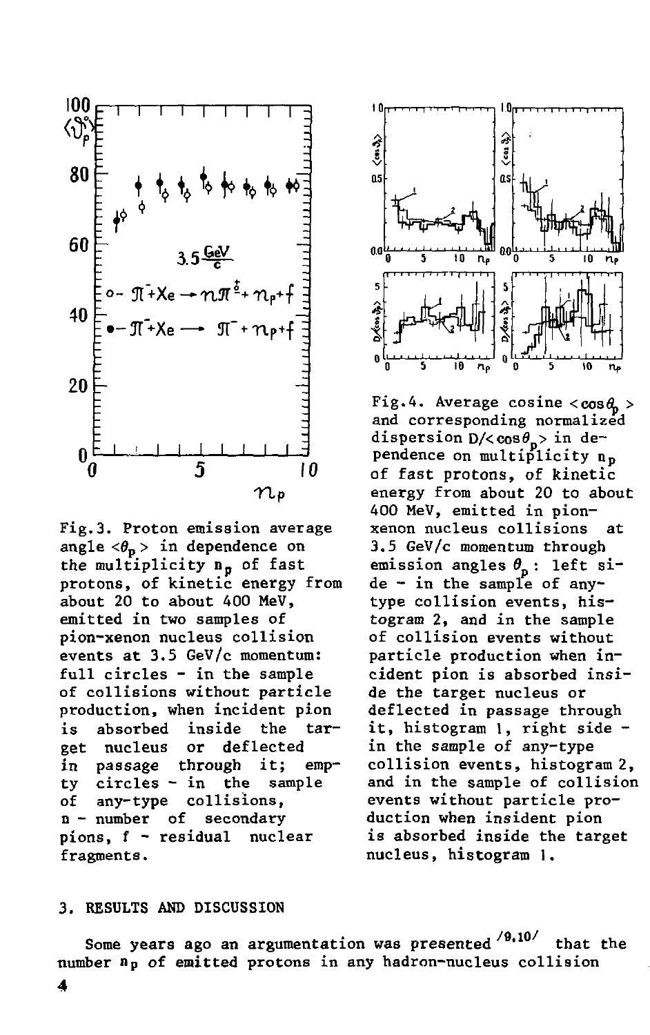Fig.3. Proton emission average angle $\langle\theta_p\rangle$ in dependence on the multiplicity $n_p$ of fast protons, of kinetic energy from about 20 to about 400 MeV, emitted in two samples of pion-xenon nucleus collision events at 3.5 GeV/c momentum: full circles - in the sample of collisions without particle production, when incident pion is absorbed inside the target nucleus or deflected in passage through it; empty circles - in the sample of any-type collisions, n - number of secondary pions, f - residual nuclear fragments.

Fig.4. Average cosine $\langle\cos\theta_p\rangle$ and corresponding normalized dispersion $D/\langle\cos\theta_p\rangle$ in dependence on multiplicity $n_p$ of fast protons, of kinetic energy from about 20 to about 400 MeV, emitted in pion-xenon nucleus collisions at 3.5 GeV/c momentum through emission angles $\theta_p$: left side - in the sample of any-type collision events, histogram 2, and in the sample of collision events without particle production when incident pion is absorbed inside the target nucleus or deflected in passage through it, histogram 1, right side - in the sample of any-type collision events, histogram 2, and in the sample of collision events without particle production when insident pion is absorbed inside the target nucleus, histogram 1.

## 3. RESULTS AND DISCUSSION

Some years ago an argumentation was presented [9,10] that the number $n_p$ of emitted protons in any hadron-nucleus collision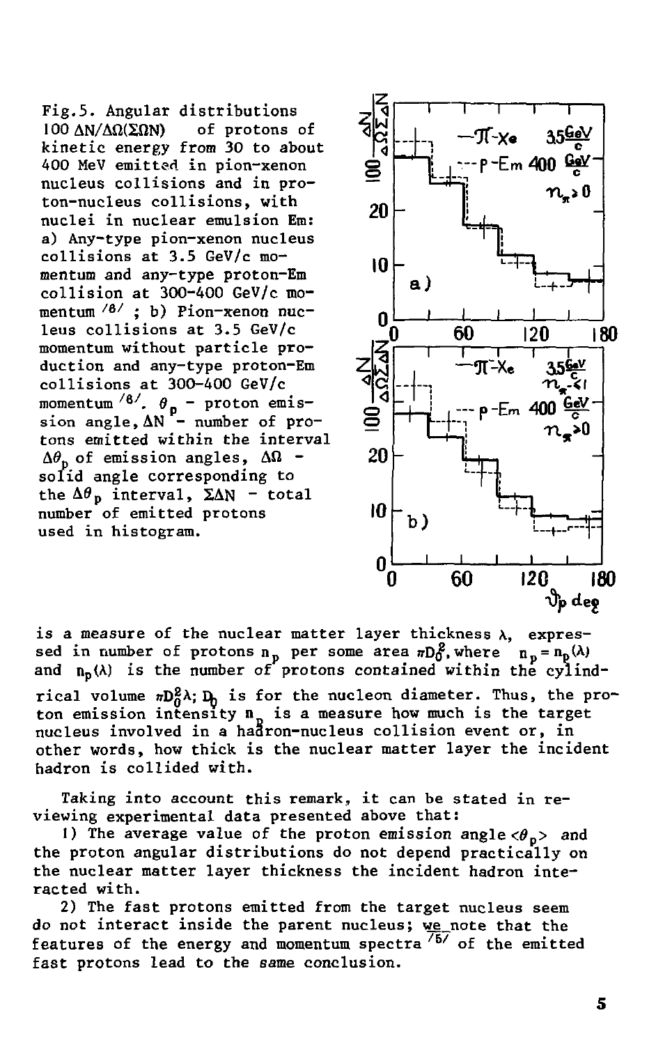Fig.5. Angular distributions $100\,\Delta N/\Delta\Omega(\Sigma\Omega N)$ of protons of kinetic energy from 30 to about 400 MeV emitted in pion-xenon nucleus collisions and in proton-nucleus collisions, with nuclei in nuclear emulsion Em: a) Any-type pion-xenon nucleus collisions at 3.5 GeV/c momentum and any-type proton-Em collision at 300-400 GeV/c momentum [8] ; b) Pion-xenon nucleus collisions at 3.5 GeV/c momentum without particle production and any-type proton-Em collisions at 300-400 GeV/c momentum [8]. $\theta_p$ - proton emission angle, $\Delta N$ - number of protons emitted within the interval $\Delta\theta_p$ of emission angles, $\Delta\Omega$ - solid angle corresponding to the $\Delta\theta_p$ interval, $\Sigma\Delta N$ - total number of emitted protons used in histogram.

is a measure of the nuclear matter layer thickness $\lambda$, expressed in number of protons $n_p$ per some area $\pi D_0^2$, where $n_p = n_p(\lambda)$ and $n_p(\lambda)$ is the number of protons contained within the cylindrical volume $\pi D_0^2\lambda$; $D_0$ is for the nucleon diameter. Thus, the proton emission intensity $n_p$ is a measure how much is the target nucleus involved in a hadron-nucleus collision event or, in other words, how thick is the nuclear matter layer the incident hadron is collided with.

Taking into account this remark, it can be stated in reviewing experimental data presented above that:

1) The average value of the proton emission angle $\langle\theta_p\rangle$ and the proton angular distributions do not depend practically on the nuclear matter layer thickness the incident hadron interacted with.

2) The fast protons emitted from the target nucleus seem do not interact inside the parent nucleus; we note that the features of the energy and momentum spectra [5] of the emitted fast protons lead to the same conclusion.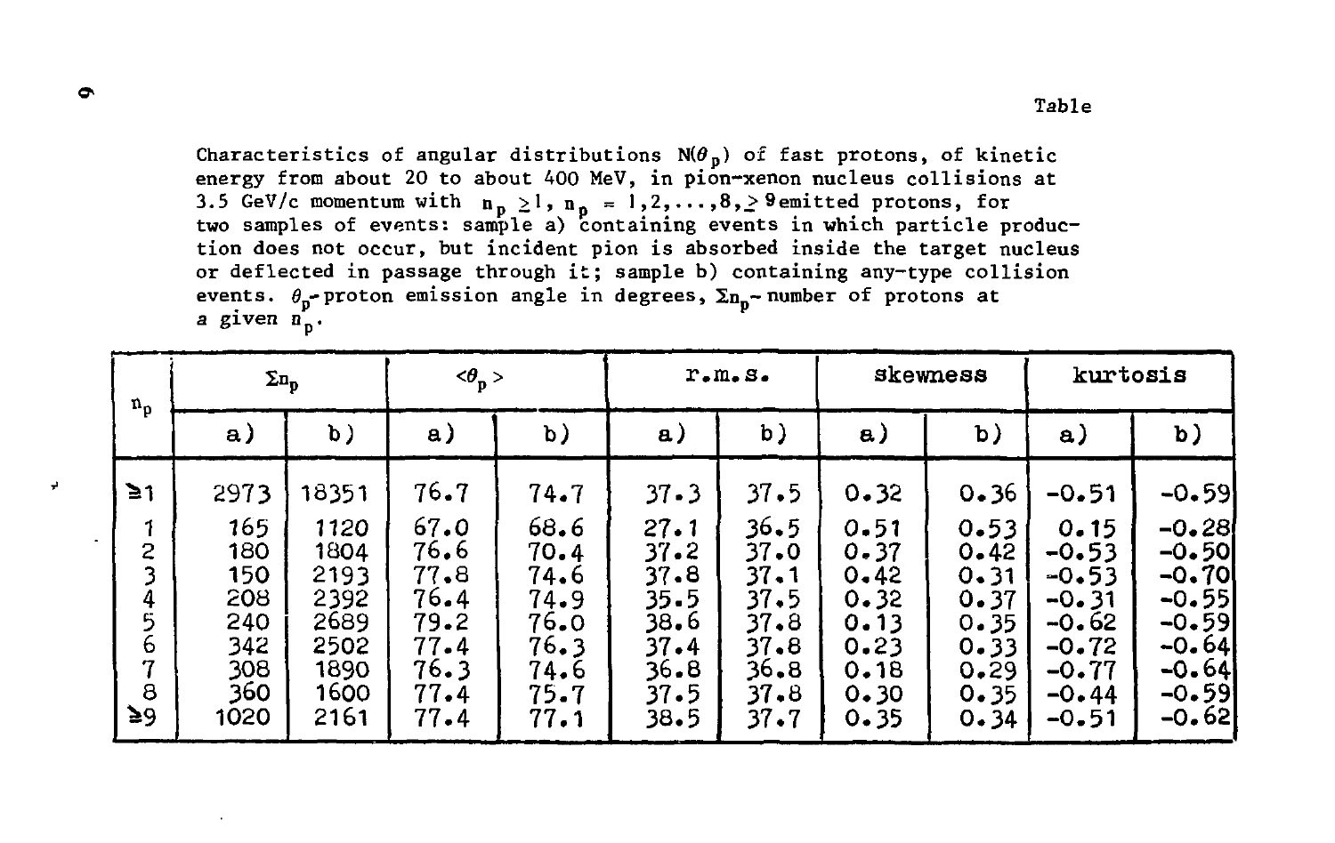Table

Characteristics of angular distributions $N(\theta_p)$ of fast protons, of kinetic energy from about 20 to about 400 MeV, in pion-xenon nucleus collisions at 3.5 GeV/c momentum with $n_p \geq 1$, $n_p = 1, 2, \ldots, 8, \geq 9$ emitted protons, for two samples of events: sample a) containing events in which particle production does not occur, but incident pion is absorbed inside the target nucleus or deflected in passage through it; sample b) containing any-type collision events. $\theta_p$ - proton emission angle in degrees, $\Sigma n_p$ - number of protons at a given $n_p$.

| $n_p$ | $\Sigma n_p$ | | $<\theta_p>$ | | r.m.s. | | skewness | | kurtosis | |
|---|---|---|---|---|---|---|---|---|---|---|
| | a) | b) | a) | b) | a) | b) | a) | b) | a) | b) |
| ≥1 | 2973 | 18351 | 76.7 | 74.7 | 37.3 | 37.5 | 0.32 | 0.36 | -0.51 | -0.59 |
| 1 | 165 | 1120 | 67.0 | 68.6 | 27.1 | 36.5 | 0.51 | 0.53 | 0.15 | -0.28 |
| 2 | 180 | 1804 | 76.6 | 70.4 | 37.2 | 37.0 | 0.37 | 0.42 | -0.53 | -0.50 |
| 3 | 150 | 2193 | 77.8 | 74.6 | 37.8 | 37.1 | 0.42 | 0.31 | -0.53 | -0.70 |
| 4 | 208 | 2392 | 76.4 | 74.9 | 35.5 | 37.5 | 0.32 | 0.37 | -0.31 | -0.55 |
| 5 | 240 | 2689 | 79.2 | 76.0 | 38.6 | 37.8 | 0.13 | 0.35 | -0.62 | -0.59 |
| 6 | 342 | 2502 | 77.4 | 76.3 | 37.4 | 37.8 | 0.23 | 0.33 | -0.72 | -0.64 |
| 7 | 308 | 1890 | 76.3 | 74.6 | 36.8 | 36.8 | 0.18 | 0.29 | -0.77 | -0.64 |
| 8 | 360 | 1600 | 77.4 | 75.7 | 37.5 | 37.8 | 0.30 | 0.35 | -0.44 | -0.59 |
| ≥9 | 1020 | 2161 | 77.4 | 77.1 | 38.5 | 37.7 | 0.35 | 0.34 | -0.51 | -0.62 |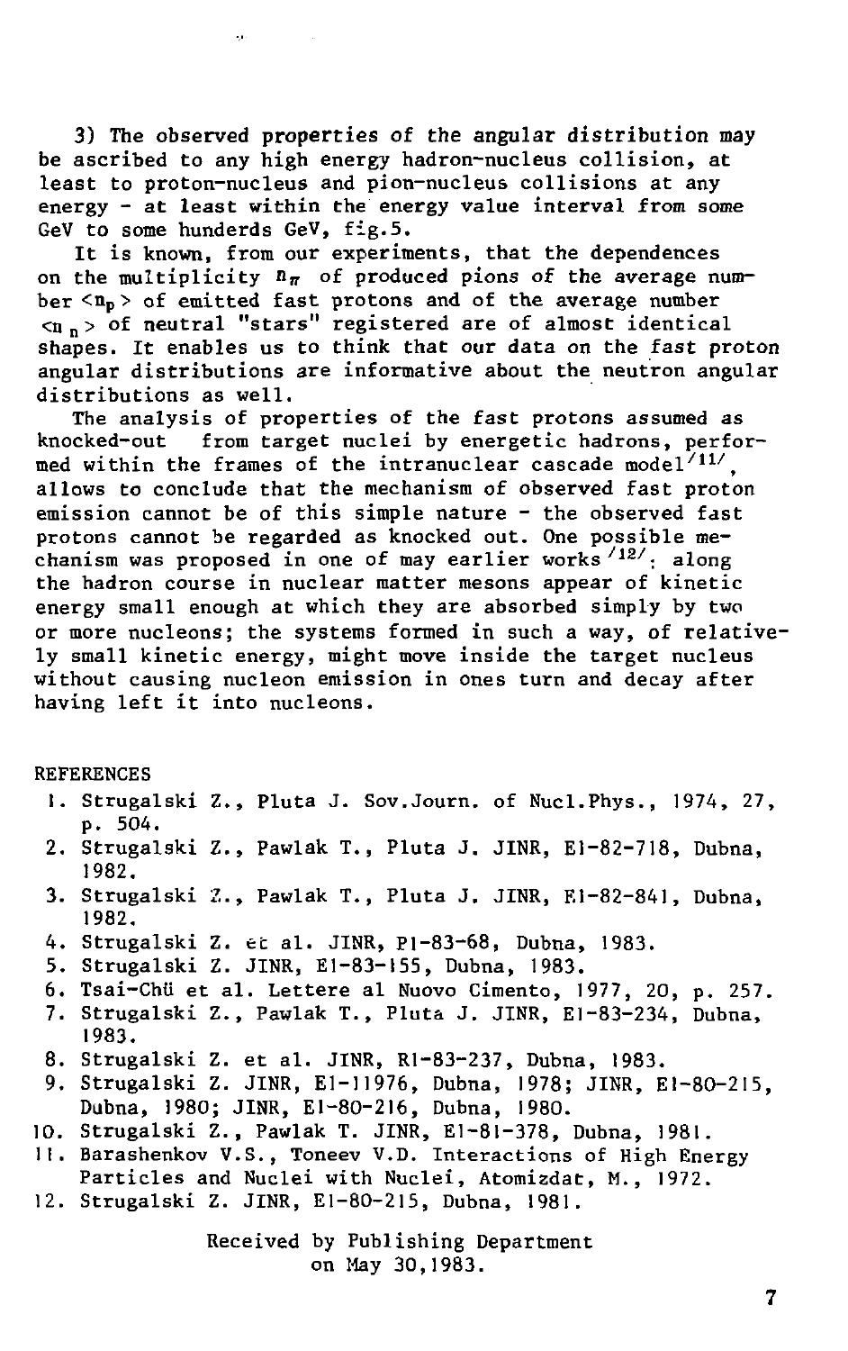3) The observed properties of the angular distribution may be ascribed to any high energy hadron-nucleus collision, at least to proton-nucleus and pion-nucleus collisions at any energy - at least within the energy value interval from some GeV to some hunderds GeV, fig.5.

It is known, from our experiments, that the dependences on the multiplicity $n_\pi$ of produced pions of the average number $\langle n_p \rangle$ of emitted fast protons and of the average number $\langle n_n \rangle$ of neutral "stars" registered are of almost identical shapes. It enables us to think that our data on the fast proton angular distributions are informative about the neutron angular distributions as well.

The analysis of properties of the fast protons assumed as knocked-out from target nuclei by energetic hadrons, performed within the frames of the intranuclear cascade model[11], allows to conclude that the mechanism of observed fast proton emission cannot be of this simple nature - the observed fast protons cannot be regarded as knocked out. One possible mechanism was proposed in one of may earlier works[12]: along the hadron course in nuclear matter mesons appear of kinetic energy small enough at which they are absorbed simply by two or more nucleons; the systems formed in such a way, of relatively small kinetic energy, might move inside the target nucleus without causing nucleon emission in ones turn and decay after having left it into nucleons.

## REFERENCES

1. Strugalski Z., Pluta J. Sov.Journ. of Nucl.Phys., 1974, 27, p. 504.
2. Strugalski Z., Pawlak T., Pluta J. JINR, E1-82-718, Dubna, 1982.
3. Strugalski Z., Pawlak T., Pluta J. JINR, E1-82-841, Dubna, 1982.
4. Strugalski Z. et al. JINR, P1-83-68, Dubna, 1983.
5. Strugalski Z. JINR, E1-83-155, Dubna, 1983.
6. Tsai-Chü et al. Lettere al Nuovo Cimento, 1977, 20, p. 257.
7. Strugalski Z., Pawlak T., Pluta J. JINR, E1-83-234, Dubna, 1983.
8. Strugalski Z. et al. JINR, R1-83-237, Dubna, 1983.
9. Strugalski Z. JINR, E1-11976, Dubna, 1978; JINR, E1-80-215, Dubna, 1980; JINR, E1-80-216, Dubna, 1980.
10. Strugalski Z., Pawlak T. JINR, E1-81-378, Dubna, 1981.
11. Barashenkov V.S., Toneev V.D. Interactions of High Energy Particles and Nuclei with Nuclei, Atomizdat, M., 1972.
12. Strugalski Z. JINR, E1-80-215, Dubna, 1981.

Received by Publishing Department on May 30,1983.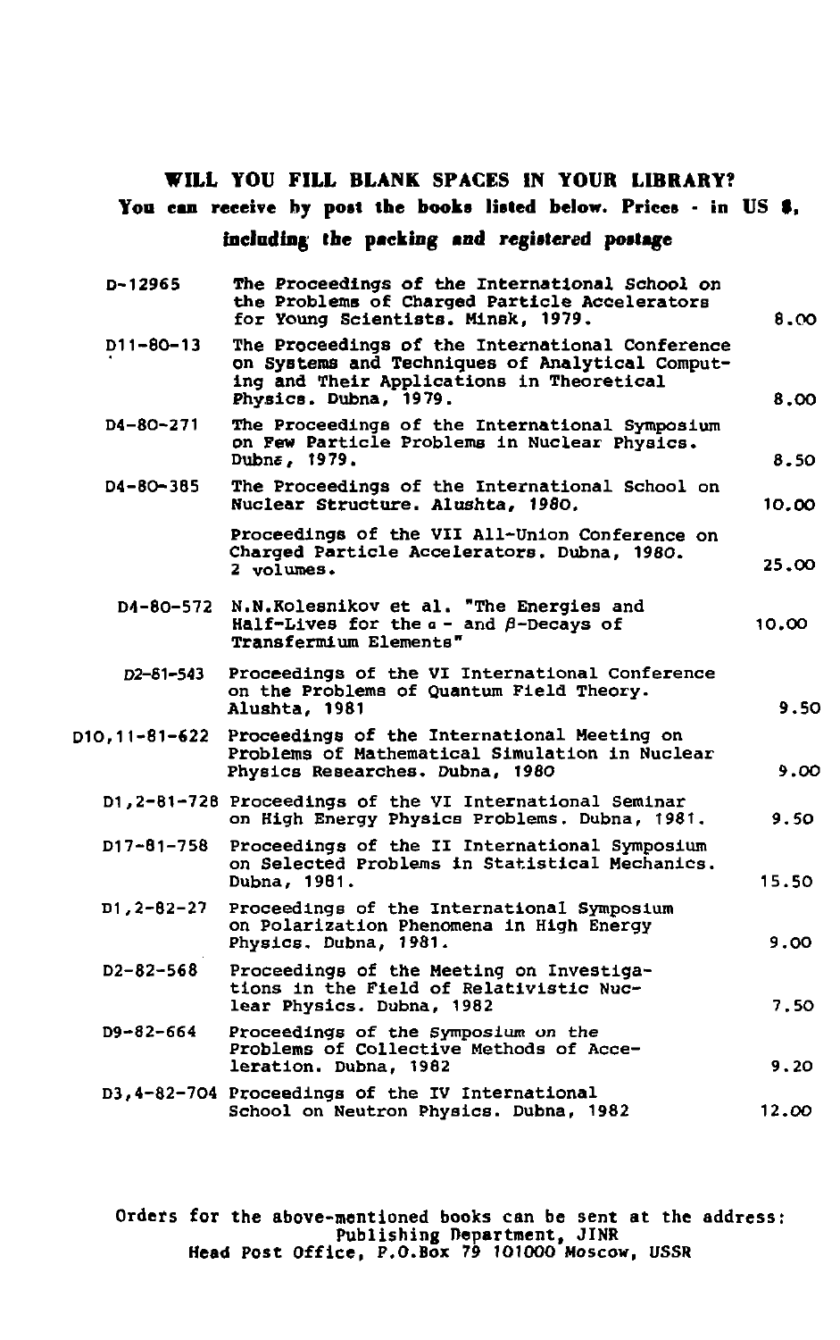## WILL YOU FILL BLANK SPACES IN YOUR LIBRARY?

**You can receive by post the books listed below. Prices - in US $,**

***including the packing and registered postage***

| | | |
|---|---|---|
| D-12965 | The Proceedings of the International School on the Problems of Charged Particle Accelerators for Young Scientists. Minsk, 1979. | 8.00 |
| D11-80-13 | The Proceedings of the International Conference on Systems and Techniques of Analytical Computing and Their Applications in Theoretical Physics. Dubna, 1979. | 8.00 |
| D4-80-271 | The Proceedings of the International Symposium on Few Particle Problems in Nuclear Physics. Dubna, 1979. | 8.50 |
| D4-80-385 | The Proceedings of the International School on Nuclear Structure. Alushta, 1980. | 10.00 |
| | Proceedings of the VII All-Union Conference on Charged Particle Accelerators. Dubna, 1980. 2 volumes. | 25.00 |
| D4-80-572 | N.N.Kolesnikov et al. "The Energies and Half-Lives for the $\alpha$ - and $\beta$-Decays of Transfermium Elements" | 10.00 |
| D2-81-543 | Proceedings of the VI International Conference on the Problems of Quantum Field Theory. Alushta, 1981 | 9.50 |
| D10,11-81-622 | Proceedings of the International Meeting on Problems of Mathematical Simulation in Nuclear Physics Researches. Dubna, 1980 | 9.00 |
| D1,2-81-728 | Proceedings of the VI International Seminar on High Energy Physics Problems. Dubna, 1981. | 9.50 |
| D17-81-758 | Proceedings of the II International Symposium on Selected Problems in Statistical Mechanics. Dubna, 1981. | 15.50 |
| D1,2-82-27 | Proceedings of the International Symposium on Polarization Phenomena in High Energy Physics. Dubna, 1981. | 9.00 |
| D2-82-568 | Proceedings of the Meeting on Investigations in the Field of Relativistic Nuclear Physics. Dubna, 1982 | 7.50 |
| D9-82-664 | Proceedings of the Symposium on the Problems of Collective Methods of Acceleration. Dubna, 1982 | 9.20 |
| D3,4-82-704 | Proceedings of the IV International School on Neutron Physics. Dubna, 1982 | 12.00 |

Orders for the above-mentioned books can be sent at the address:
Publishing Department, JINR
Head Post Office, P.O.Box 79 101000 Moscow, USSR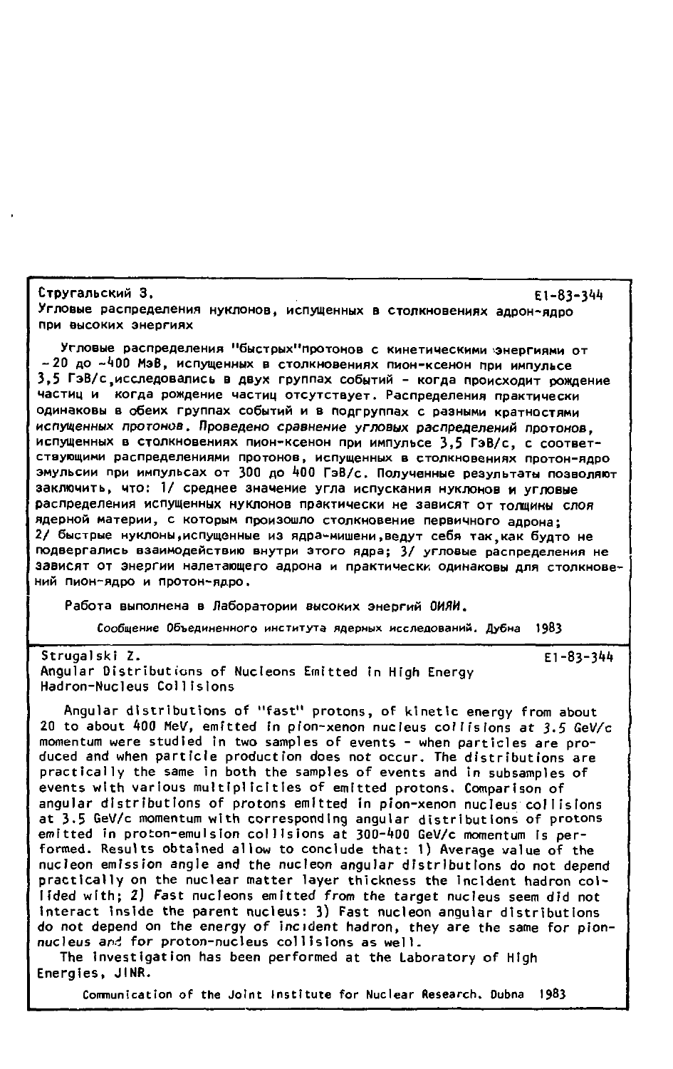Стругальский З. E1-83-344

Угловые распределения нуклонов, испущенных в столкновениях адрон-ядро при высоких энергиях

Угловые распределения "быстрых"протонов с кинетическими энергиями от ~20 до ~400 МэВ, испущенных в столкновениях пион-ксенон при импульсе 3,5 ГэВ/с,исследовались в двух группах событий - когда происходит рождение частиц и когда рождение частиц отсутствует. Распределения практически одинаковы в обеих группах событий и в подгруппах с разными кратностями испущенных протонов. Проведено сравнение угловых распределений протонов, испущенных в столкновениях пион-ксенон при импульсе 3,5 ГэВ/с, с соответствующими распределениями протонов, испущенных в столкновениях протон-ядро эмульсии при импульсах от 300 до 400 ГэВ/с. Полученные результаты позволяют заключить, что: 1/ среднее значение угла испускания нуклонов и угловые распределения испущенных нуклонов практически не зависят от толщины слоя ядерной материи, с которым произошло столкновение первичного адрона; 2/ быстрые нуклоны,испущенные из ядра-мишени,ведут себя так,как будто не подвергались взаимодействию внутри этого ядра; 3/ угловые распределения не зависят от энергии налетающего адрона и практически одинаковы для столкновений пион-ядро и протон-ядро.

Работа выполнена в Лаборатории высоких энергий ОИЯИ.

Сообщение Объединенного института ядерных исследований. Дубна 1983

---

Strugalski Z. E1-83-344

Angular Distributions of Nucleons Emitted in High Energy Hadron-Nucleus Collisions

Angular distributions of "fast" protons, of kinetic energy from about 20 to about 400 MeV, emitted in pion-xenon nucleus collisions at 3.5 GeV/c momentum were studied in two samples of events - when particles are produced and when particle production does not occur. The distributions are practically the same in both the samples of events and in subsamples of events with various multiplicities of emitted protons. Comparison of angular distributions of protons emitted in pion-xenon nucleus collisions at 3.5 GeV/c momentum with corresponding angular distributions of protons emitted in proton-emulsion collisions at 300-400 GeV/c momentum is performed. Results obtained allow to conclude that: 1) Average value of the nucleon emission angle and the nucleon angular distributions do not depend practically on the nuclear matter layer thickness the incident hadron collided with; 2) Fast nucleons emitted from the target nucleus seem did not interact inside the parent nucleus: 3) Fast nucleon angular distributions do not depend on the energy of incident hadron, they are the same for pion-nucleus and for proton-nucleus collisions as well.

The investigation has been performed at the Laboratory of High Energies, JINR.

Communication of the Joint Institute for Nuclear Research. Dubna 1983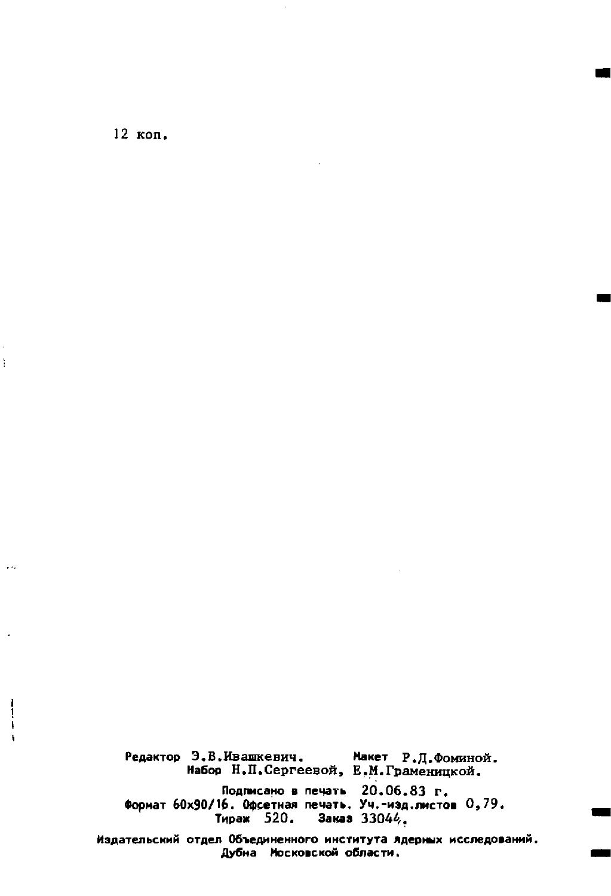12 коп.

Редактор Э.В.Ивашкевич. Макет Р.Д.Фоминой.
Набор Н.П.Сергеевой, Е.М.Граменицкой.

Подписано в печать 20.06.83 г.
Формат 60x90/16. Офсетная печать. Уч.-изд.листов 0,79.
Тираж 520. Заказ 33044.

Издательский отдел Объединенного института ядерных исследований.
Дубна Московской области.